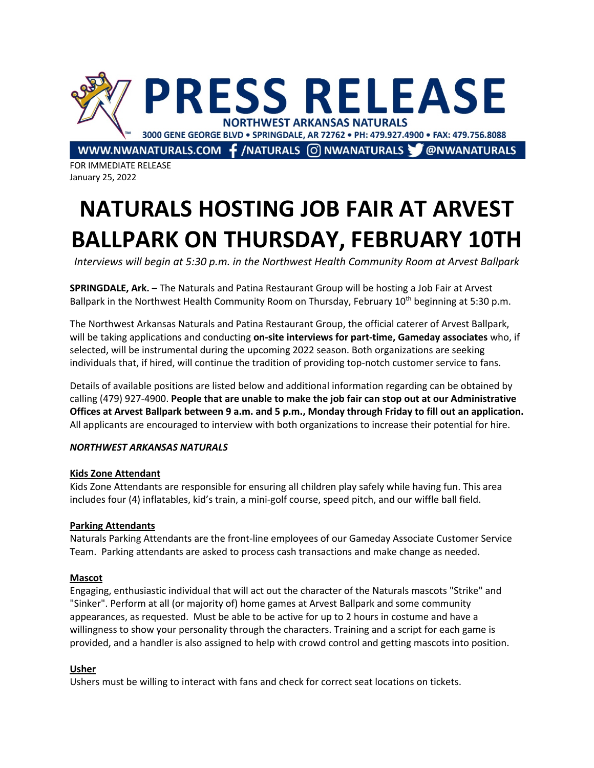# PRESS RELEASE

NORTHWEST ARKANSAS NATURALS

3000 GENE GEORGE BLVD • SPRINGDALE, AR 72762 • PH: 479.927.4900 • FAX: 479.756.8088

WWW.NWANATURALS.COM /NATURALS NWANATURALS @NWANATURALS

FOR IMMEDIATE RELEASE
January 25, 2022

# NATURALS HOSTING JOB FAIR AT ARVEST BALLPARK ON THURSDAY, FEBRUARY 10TH

*Interviews will begin at 5:30 p.m. in the Northwest Health Community Room at Arvest Ballpark*

**SPRINGDALE, Ark. –** The Naturals and Patina Restaurant Group will be hosting a Job Fair at Arvest Ballpark in the Northwest Health Community Room on Thursday, February 10th beginning at 5:30 p.m.

The Northwest Arkansas Naturals and Patina Restaurant Group, the official caterer of Arvest Ballpark, will be taking applications and conducting **on-site interviews for part-time, Gameday associates** who, if selected, will be instrumental during the upcoming 2022 season. Both organizations are seeking individuals that, if hired, will continue the tradition of providing top-notch customer service to fans.

Details of available positions are listed below and additional information regarding can be obtained by calling (479) 927-4900. **People that are unable to make the job fair can stop out at our Administrative Offices at Arvest Ballpark between 9 a.m. and 5 p.m., Monday through Friday to fill out an application.** All applicants are encouraged to interview with both organizations to increase their potential for hire.

***NORTHWEST ARKANSAS NATURALS***

**Kids Zone Attendant**

Kids Zone Attendants are responsible for ensuring all children play safely while having fun. This area includes four (4) inflatables, kid's train, a mini-golf course, speed pitch, and our wiffle ball field.

**Parking Attendants**

Naturals Parking Attendants are the front-line employees of our Gameday Associate Customer Service Team. Parking attendants are asked to process cash transactions and make change as needed.

**Mascot**

Engaging, enthusiastic individual that will act out the character of the Naturals mascots "Strike" and "Sinker". Perform at all (or majority of) home games at Arvest Ballpark and some community appearances, as requested. Must be able to be active for up to 2 hours in costume and have a willingness to show your personality through the characters. Training and a script for each game is provided, and a handler is also assigned to help with crowd control and getting mascots into position.

**Usher**

Ushers must be willing to interact with fans and check for correct seat locations on tickets.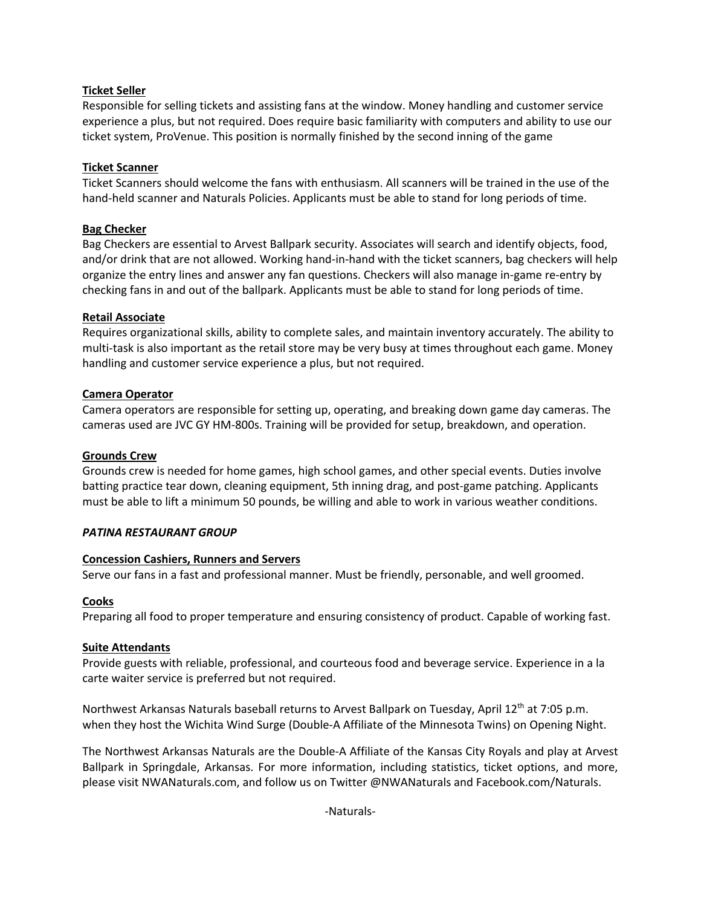**<u>Ticket Seller</u>**
Responsible for selling tickets and assisting fans at the window. Money handling and customer service experience a plus, but not required. Does require basic familiarity with computers and ability to use our ticket system, ProVenue. This position is normally finished by the second inning of the game

**<u>Ticket Scanner</u>**
Ticket Scanners should welcome the fans with enthusiasm. All scanners will be trained in the use of the hand-held scanner and Naturals Policies. Applicants must be able to stand for long periods of time.

**<u>Bag Checker</u>**
Bag Checkers are essential to Arvest Ballpark security. Associates will search and identify objects, food, and/or drink that are not allowed. Working hand-in-hand with the ticket scanners, bag checkers will help organize the entry lines and answer any fan questions. Checkers will also manage in-game re-entry by checking fans in and out of the ballpark. Applicants must be able to stand for long periods of time.

**<u>Retail Associate</u>**
Requires organizational skills, ability to complete sales, and maintain inventory accurately. The ability to multi-task is also important as the retail store may be very busy at times throughout each game. Money handling and customer service experience a plus, but not required.

**<u>Camera Operator</u>**
Camera operators are responsible for setting up, operating, and breaking down game day cameras. The cameras used are JVC GY HM-800s. Training will be provided for setup, breakdown, and operation.

**<u>Grounds Crew</u>**
Grounds crew is needed for home games, high school games, and other special events. Duties involve batting practice tear down, cleaning equipment, 5th inning drag, and post-game patching. Applicants must be able to lift a minimum 50 pounds, be willing and able to work in various weather conditions.

***PATINA RESTAURANT GROUP***

**<u>Concession Cashiers, Runners and Servers</u>**
Serve our fans in a fast and professional manner. Must be friendly, personable, and well groomed.

**<u>Cooks</u>**
Preparing all food to proper temperature and ensuring consistency of product. Capable of working fast.

**<u>Suite Attendants</u>**
Provide guests with reliable, professional, and courteous food and beverage service. Experience in a la carte waiter service is preferred but not required.

Northwest Arkansas Naturals baseball returns to Arvest Ballpark on Tuesday, April 12th at 7:05 p.m. when they host the Wichita Wind Surge (Double-A Affiliate of the Minnesota Twins) on Opening Night.

The Northwest Arkansas Naturals are the Double-A Affiliate of the Kansas City Royals and play at Arvest Ballpark in Springdale, Arkansas. For more information, including statistics, ticket options, and more, please visit NWANaturals.com, and follow us on Twitter @NWANaturals and Facebook.com/Naturals.

-Naturals-